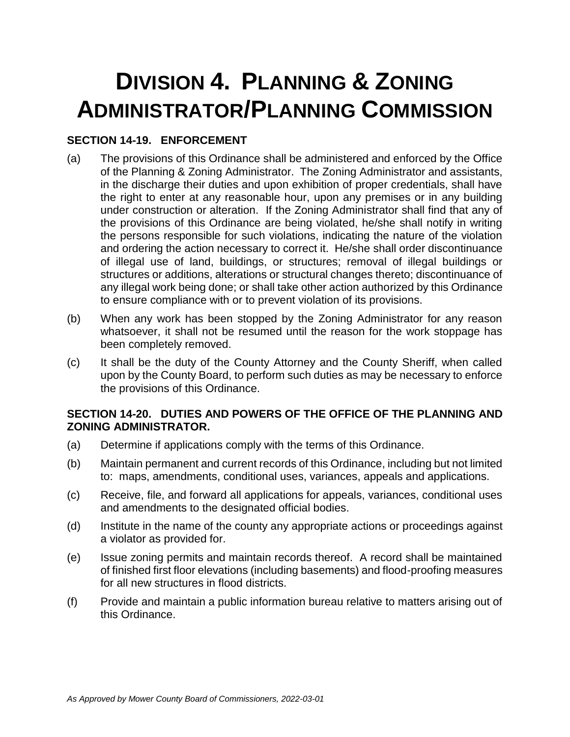# DIVISION 4. PLANNING & ZONING ADMINISTRATOR/PLANNING COMMISSION

### SECTION 14-19. ENFORCEMENT

(a) The provisions of this Ordinance shall be administered and enforced by the Office of the Planning & Zoning Administrator. The Zoning Administrator and assistants, in the discharge their duties and upon exhibition of proper credentials, shall have the right to enter at any reasonable hour, upon any premises or in any building under construction or alteration. If the Zoning Administrator shall find that any of the provisions of this Ordinance are being violated, he/she shall notify in writing the persons responsible for such violations, indicating the nature of the violation and ordering the action necessary to correct it. He/she shall order discontinuance of illegal use of land, buildings, or structures; removal of illegal buildings or structures or additions, alterations or structural changes thereto; discontinuance of any illegal work being done; or shall take other action authorized by this Ordinance to ensure compliance with or to prevent violation of its provisions.

(b) When any work has been stopped by the Zoning Administrator for any reason whatsoever, it shall not be resumed until the reason for the work stoppage has been completely removed.

(c) It shall be the duty of the County Attorney and the County Sheriff, when called upon by the County Board, to perform such duties as may be necessary to enforce the provisions of this Ordinance.

### SECTION 14-20. DUTIES AND POWERS OF THE OFFICE OF THE PLANNING AND ZONING ADMINISTRATOR.

(a) Determine if applications comply with the terms of this Ordinance.

(b) Maintain permanent and current records of this Ordinance, including but not limited to: maps, amendments, conditional uses, variances, appeals and applications.

(c) Receive, file, and forward all applications for appeals, variances, conditional uses and amendments to the designated official bodies.

(d) Institute in the name of the county any appropriate actions or proceedings against a violator as provided for.

(e) Issue zoning permits and maintain records thereof. A record shall be maintained of finished first floor elevations (including basements) and flood-proofing measures for all new structures in flood districts.

(f) Provide and maintain a public information bureau relative to matters arising out of this Ordinance.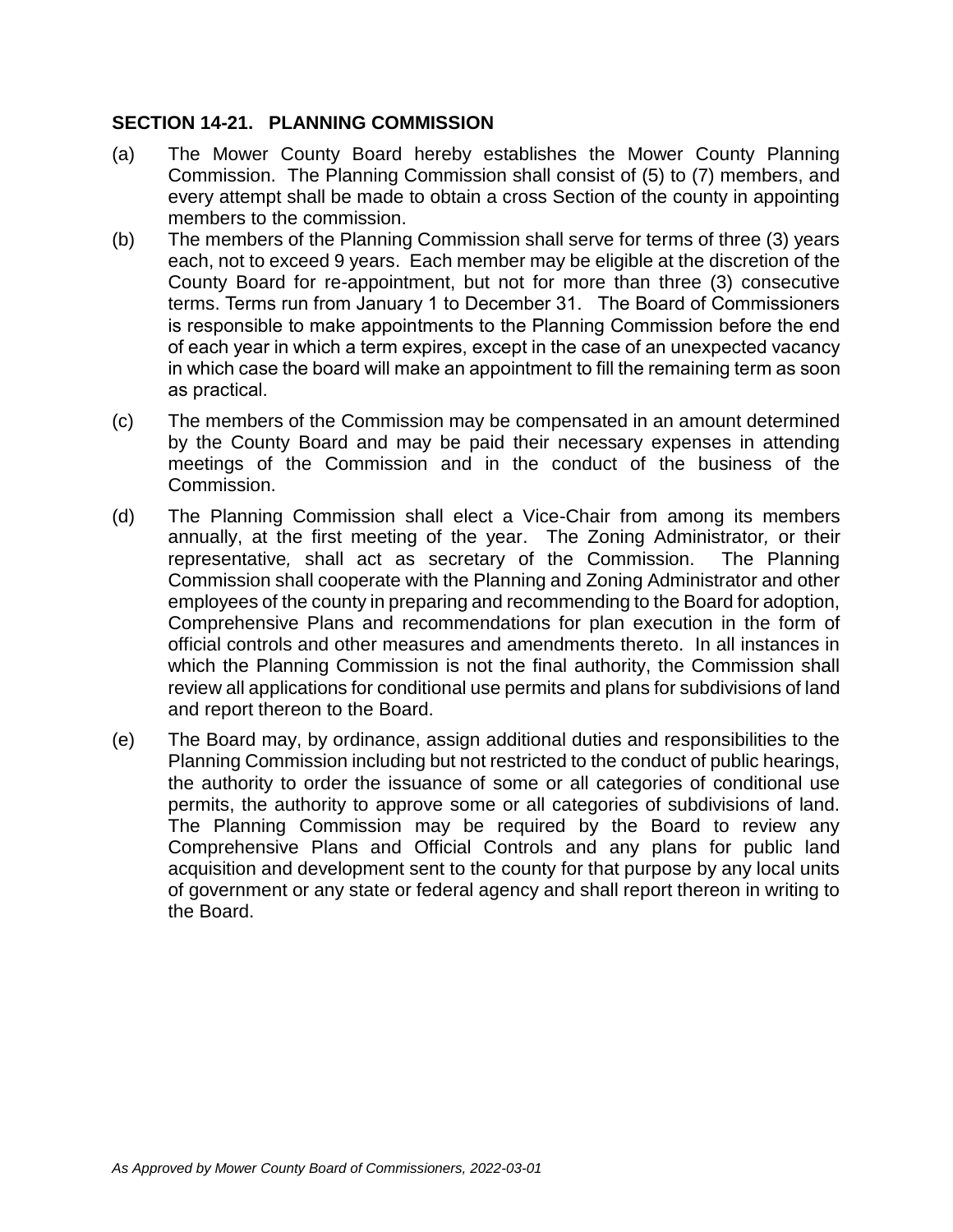### SECTION 14-21. PLANNING COMMISSION

(a) The Mower County Board hereby establishes the Mower County Planning Commission. The Planning Commission shall consist of (5) to (7) members, and every attempt shall be made to obtain a cross Section of the county in appointing members to the commission.

(b) The members of the Planning Commission shall serve for terms of three (3) years each, not to exceed 9 years. Each member may be eligible at the discretion of the County Board for re-appointment, but not for more than three (3) consecutive terms. Terms run from January 1 to December 31. The Board of Commissioners is responsible to make appointments to the Planning Commission before the end of each year in which a term expires, except in the case of an unexpected vacancy in which case the board will make an appointment to fill the remaining term as soon as practical.

(c) The members of the Commission may be compensated in an amount determined by the County Board and may be paid their necessary expenses in attending meetings of the Commission and in the conduct of the business of the Commission.

(d) The Planning Commission shall elect a Vice-Chair from among its members annually, at the first meeting of the year. The Zoning Administrator*,* or their representative*,* shall act as secretary of the Commission. The Planning Commission shall cooperate with the Planning and Zoning Administrator and other employees of the county in preparing and recommending to the Board for adoption, Comprehensive Plans and recommendations for plan execution in the form of official controls and other measures and amendments thereto. In all instances in which the Planning Commission is not the final authority, the Commission shall review all applications for conditional use permits and plans for subdivisions of land and report thereon to the Board.

(e) The Board may, by ordinance, assign additional duties and responsibilities to the Planning Commission including but not restricted to the conduct of public hearings, the authority to order the issuance of some or all categories of conditional use permits, the authority to approve some or all categories of subdivisions of land. The Planning Commission may be required by the Board to review any Comprehensive Plans and Official Controls and any plans for public land acquisition and development sent to the county for that purpose by any local units of government or any state or federal agency and shall report thereon in writing to the Board.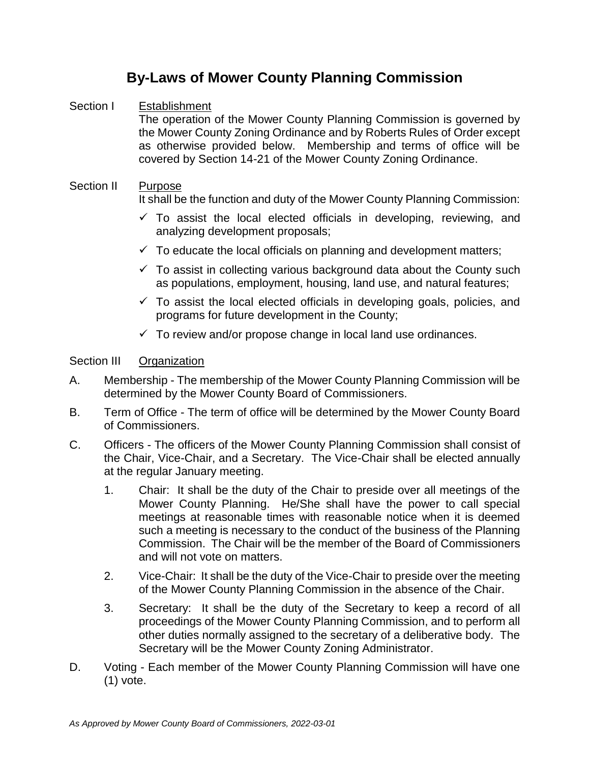# By-Laws of Mower County Planning Commission

Section I <u>Establishment</u>

The operation of the Mower County Planning Commission is governed by the Mower County Zoning Ordinance and by Roberts Rules of Order except as otherwise provided below. Membership and terms of office will be covered by Section 14-21 of the Mower County Zoning Ordinance.

Section II <u>Purpose</u>

It shall be the function and duty of the Mower County Planning Commission:

- ✓ To assist the local elected officials in developing, reviewing, and analyzing development proposals;
- ✓ To educate the local officials on planning and development matters;
- ✓ To assist in collecting various background data about the County such as populations, employment, housing, land use, and natural features;
- ✓ To assist the local elected officials in developing goals, policies, and programs for future development in the County;
- ✓ To review and/or propose change in local land use ordinances.

Section III <u>Organization</u>

A. Membership - The membership of the Mower County Planning Commission will be determined by the Mower County Board of Commissioners.

B. Term of Office - The term of office will be determined by the Mower County Board of Commissioners.

C. Officers - The officers of the Mower County Planning Commission shall consist of the Chair, Vice-Chair, and a Secretary. The Vice-Chair shall be elected annually at the regular January meeting.

1. Chair: It shall be the duty of the Chair to preside over all meetings of the Mower County Planning. He/She shall have the power to call special meetings at reasonable times with reasonable notice when it is deemed such a meeting is necessary to the conduct of the business of the Planning Commission. The Chair will be the member of the Board of Commissioners and will not vote on matters.

2. Vice-Chair: It shall be the duty of the Vice-Chair to preside over the meeting of the Mower County Planning Commission in the absence of the Chair.

3. Secretary: It shall be the duty of the Secretary to keep a record of all proceedings of the Mower County Planning Commission, and to perform all other duties normally assigned to the secretary of a deliberative body. The Secretary will be the Mower County Zoning Administrator.

D. Voting - Each member of the Mower County Planning Commission will have one (1) vote.

*As Approved by Mower County Board of Commissioners, 2022-03-01*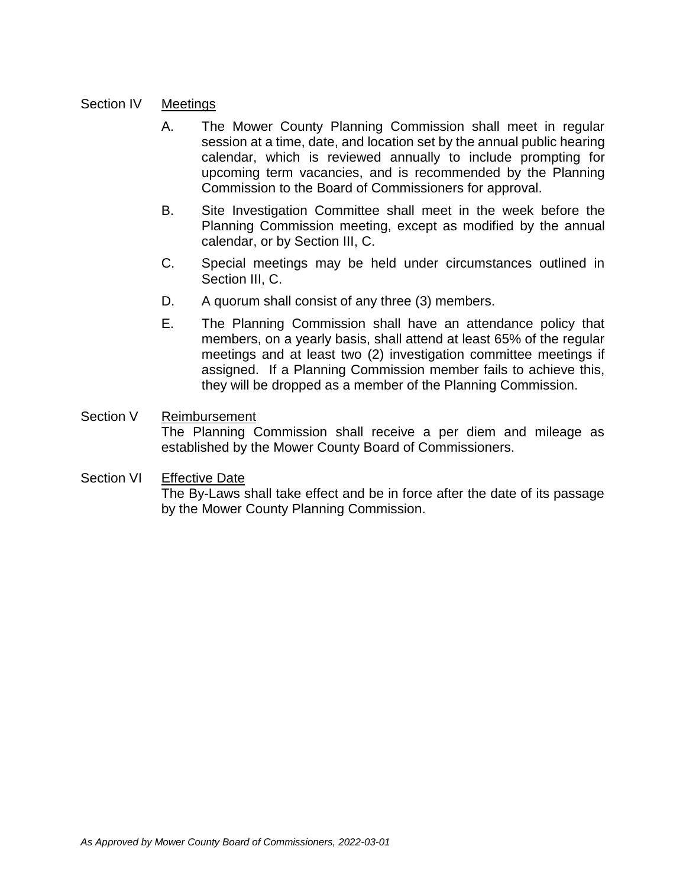Section IV <u>Meetings</u>

A. The Mower County Planning Commission shall meet in regular session at a time, date, and location set by the annual public hearing calendar, which is reviewed annually to include prompting for upcoming term vacancies, and is recommended by the Planning Commission to the Board of Commissioners for approval.

B. Site Investigation Committee shall meet in the week before the Planning Commission meeting, except as modified by the annual calendar, or by Section III, C.

C. Special meetings may be held under circumstances outlined in Section III, C.

D. A quorum shall consist of any three (3) members.

E. The Planning Commission shall have an attendance policy that members, on a yearly basis, shall attend at least 65% of the regular meetings and at least two (2) investigation committee meetings if assigned. If a Planning Commission member fails to achieve this, they will be dropped as a member of the Planning Commission.

Section V <u>Reimbursement</u>

The Planning Commission shall receive a per diem and mileage as established by the Mower County Board of Commissioners.

Section VI <u>Effective Date</u>

The By-Laws shall take effect and be in force after the date of its passage by the Mower County Planning Commission.

*As Approved by Mower County Board of Commissioners, 2022-03-01*